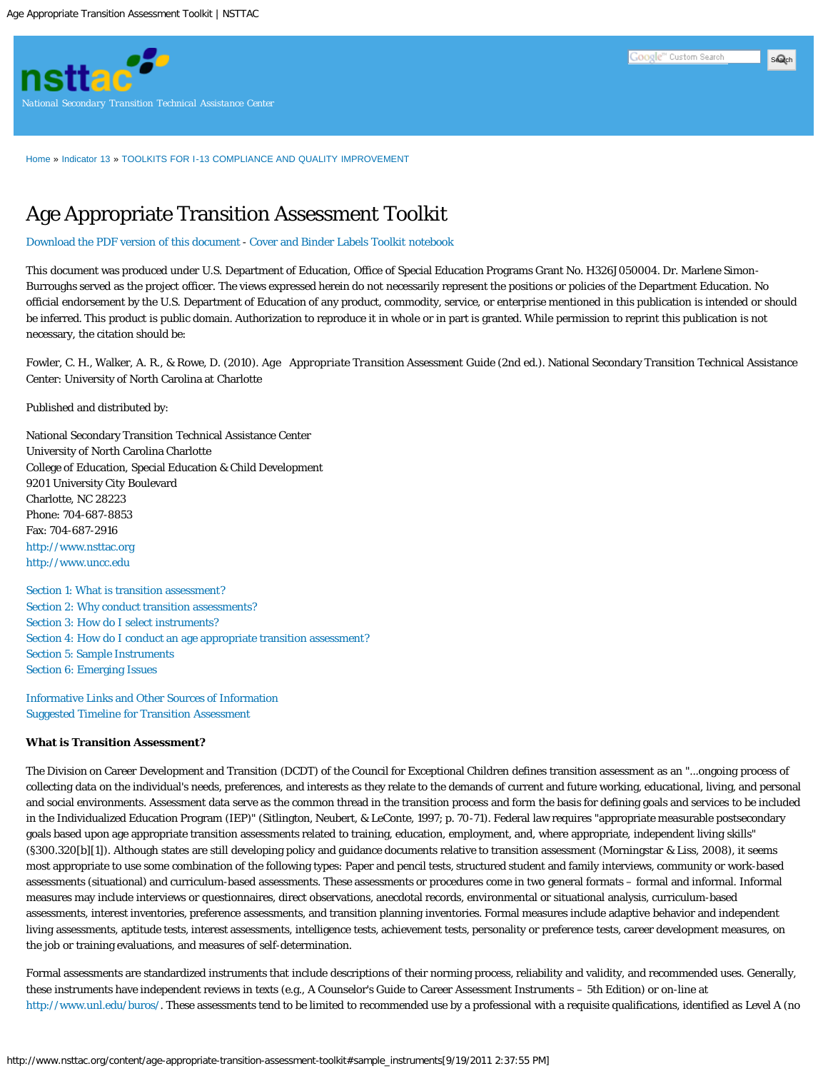nsttac

National Secondary Transition Technical Assistance Center

Home » Indicator 13 » TOOLKITS FOR I-13 COMPLIANCE AND QUALITY IMPROVEMENT

# Age Appropriate Transition Assessment Toolkit

Download the PDF version of this document - Cover and Binder Labels Toolkit notebook

This document was produced under U.S. Department of Education, Office of Special Education Programs Grant No. H326J050004. Dr. Marlene Simon-Burroughs served as the project officer. The views expressed herein do not necessarily represent the positions or policies of the Department Education. No official endorsement by the U.S. Department of Education of any product, commodity, service, or enterprise mentioned in this publication is intended or should be inferred. This product is public domain. Authorization to reproduce it in whole or in part is granted. While permission to reprint this publication is not necessary, the citation should be:

Fowler, C. H., Walker, A. R., & Rowe, D. (2010). Age Appropriate Transition Assessment Guide (2nd ed.). National Secondary Transition Technical Assistance Center: University of North Carolina at Charlotte

Published and distributed by:

National Secondary Transition Technical Assistance Center
University of North Carolina Charlotte
College of Education, Special Education & Child Development
9201 University City Boulevard
Charlotte, NC 28223
Phone: 704-687-8853
Fax: 704-687-2916
http://www.nsttac.org
http://www.uncc.edu

Section 1: What is transition assessment?
Section 2: Why conduct transition assessments?
Section 3: How do I select instruments?
Section 4: How do I conduct an age appropriate transition assessment?
Section 5: Sample Instruments
Section 6: Emerging Issues

Informative Links and Other Sources of Information
Suggested Timeline for Transition Assessment

**What is Transition Assessment?**

The Division on Career Development and Transition (DCDT) of the Council for Exceptional Children defines transition assessment as an "...ongoing process of collecting data on the individual's needs, preferences, and interests as they relate to the demands of current and future working, educational, living, and personal and social environments. Assessment data serve as the common thread in the transition process and form the basis for defining goals and services to be included in the Individualized Education Program (IEP)" (Sitlington, Neubert, & LeConte, 1997; p. 70-71). Federal law requires "appropriate measurable postsecondary goals based upon age appropriate transition assessments related to training, education, employment, and, where appropriate, independent living skills" (§300.320[b][1]). Although states are still developing policy and guidance documents relative to transition assessment (Morningstar & Liss, 2008), it seems most appropriate to use some combination of the following types: Paper and pencil tests, structured student and family interviews, community or work-based assessments (situational) and curriculum-based assessments. These assessments or procedures come in two general formats – formal and informal. Informal measures may include interviews or questionnaires, direct observations, anecdotal records, environmental or situational analysis, curriculum-based assessments, interest inventories, preference assessments, and transition planning inventories. Formal measures include adaptive behavior and independent living assessments, aptitude tests, interest assessments, intelligence tests, achievement tests, personality or preference tests, career development measures, on the job or training evaluations, and measures of self-determination.

Formal assessments are standardized instruments that include descriptions of their norming process, reliability and validity, and recommended uses. Generally, these instruments have independent reviews in texts (e.g., A Counselor's Guide to Career Assessment Instruments – 5th Edition) or on-line at http://www.unl.edu/buros/. These assessments tend to be limited to recommended use by a professional with a requisite qualifications, identified as Level A (no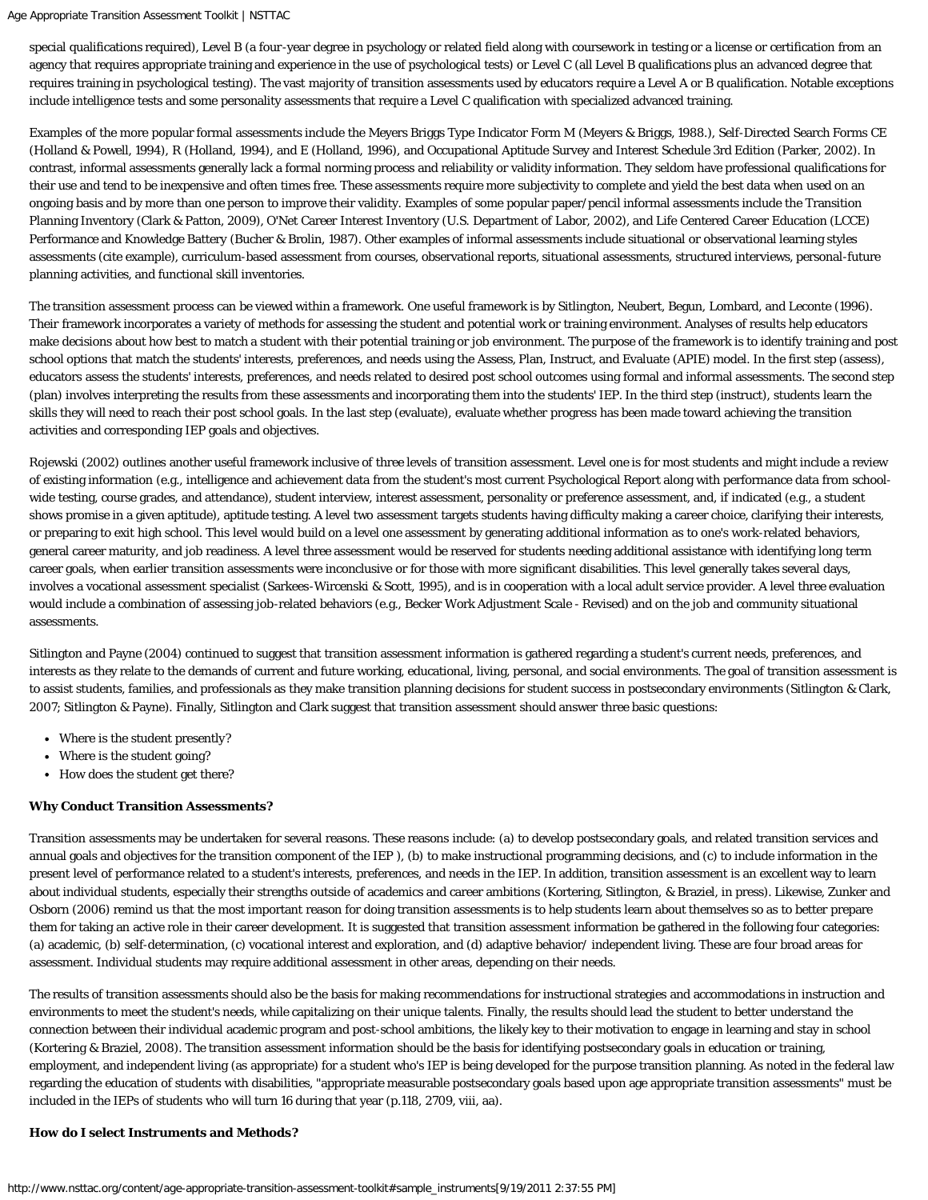special qualifications required), Level B (a four-year degree in psychology or related field along with coursework in testing or a license or certification from an agency that requires appropriate training and experience in the use of psychological tests) or Level C (all Level B qualifications plus an advanced degree that requires training in psychological testing). The vast majority of transition assessments used by educators require a Level A or B qualification. Notable exceptions include intelligence tests and some personality assessments that require a Level C qualification with specialized advanced training.

Examples of the more popular formal assessments include the Meyers Briggs Type Indicator Form M (Meyers & Briggs, 1988.), Self-Directed Search Forms CE (Holland & Powell, 1994), R (Holland, 1994), and E (Holland, 1996), and Occupational Aptitude Survey and Interest Schedule 3rd Edition (Parker, 2002). In contrast, informal assessments generally lack a formal norming process and reliability or validity information. They seldom have professional qualifications for their use and tend to be inexpensive and often times free. These assessments require more subjectivity to complete and yield the best data when used on an ongoing basis and by more than one person to improve their validity. Examples of some popular paper/pencil informal assessments include the Transition Planning Inventory (Clark & Patton, 2009), O'Net Career Interest Inventory (U.S. Department of Labor, 2002), and Life Centered Career Education (LCCE) Performance and Knowledge Battery (Bucher & Brolin, 1987). Other examples of informal assessments include situational or observational learning styles assessments (cite example), curriculum-based assessment from courses, observational reports, situational assessments, structured interviews, personal-future planning activities, and functional skill inventories.

The transition assessment process can be viewed within a framework. One useful framework is by Sitlington, Neubert, Begun, Lombard, and Leconte (1996). Their framework incorporates a variety of methods for assessing the student and potential work or training environment. Analyses of results help educators make decisions about how best to match a student with their potential training or job environment. The purpose of the framework is to identify training and post school options that match the students' interests, preferences, and needs using the Assess, Plan, Instruct, and Evaluate (APIE) model. In the first step (assess), educators assess the students' interests, preferences, and needs related to desired post school outcomes using formal and informal assessments. The second step (plan) involves interpreting the results from these assessments and incorporating them into the students' IEP. In the third step (instruct), students learn the skills they will need to reach their post school goals. In the last step (evaluate), evaluate whether progress has been made toward achieving the transition activities and corresponding IEP goals and objectives.

Rojewski (2002) outlines another useful framework inclusive of three levels of transition assessment. Level one is for most students and might include a review of existing information (e.g., intelligence and achievement data from the student's most current Psychological Report along with performance data from school-wide testing, course grades, and attendance), student interview, interest assessment, personality or preference assessment, and, if indicated (e.g., a student shows promise in a given aptitude), aptitude testing. A level two assessment targets students having difficulty making a career choice, clarifying their interests, or preparing to exit high school. This level would build on a level one assessment by generating additional information as to one's work-related behaviors, general career maturity, and job readiness. A level three assessment would be reserved for students needing additional assistance with identifying long term career goals, when earlier transition assessments were inconclusive or for those with more significant disabilities. This level generally takes several days, involves a vocational assessment specialist (Sarkees-Wircenski & Scott, 1995), and is in cooperation with a local adult service provider. A level three evaluation would include a combination of assessing job-related behaviors (e.g., Becker Work Adjustment Scale - Revised) and on the job and community situational assessments.

Sitlington and Payne (2004) continued to suggest that transition assessment information is gathered regarding a student's current needs, preferences, and interests as they relate to the demands of current and future working, educational, living, personal, and social environments. The goal of transition assessment is to assist students, families, and professionals as they make transition planning decisions for student success in postsecondary environments (Sitlington & Clark, 2007; Sitlington & Payne). Finally, Sitlington and Clark suggest that transition assessment should answer three basic questions:

- Where is the student presently?
- Where is the student going?
- How does the student get there?

**Why Conduct Transition Assessments?**

Transition assessments may be undertaken for several reasons. These reasons include: (a) to develop postsecondary goals, and related transition services and annual goals and objectives for the transition component of the IEP ), (b) to make instructional programming decisions, and (c) to include information in the present level of performance related to a student's interests, preferences, and needs in the IEP. In addition, transition assessment is an excellent way to learn about individual students, especially their strengths outside of academics and career ambitions (Kortering, Sitlington, & Braziel, in press). Likewise, Zunker and Osborn (2006) remind us that the most important reason for doing transition assessments is to help students learn about themselves so as to better prepare them for taking an active role in their career development. It is suggested that transition assessment information be gathered in the following four categories: (a) academic, (b) self-determination, (c) vocational interest and exploration, and (d) adaptive behavior/ independent living. These are four broad areas for assessment. Individual students may require additional assessment in other areas, depending on their needs.

The results of transition assessments should also be the basis for making recommendations for instructional strategies and accommodations in instruction and environments to meet the student's needs, while capitalizing on their unique talents. Finally, the results should lead the student to better understand the connection between their individual academic program and post-school ambitions, the likely key to their motivation to engage in learning and stay in school (Kortering & Braziel, 2008). The transition assessment information should be the basis for identifying postsecondary goals in education or training, employment, and independent living (as appropriate) for a student who's IEP is being developed for the purpose transition planning. As noted in the federal law regarding the education of students with disabilities, "appropriate measurable postsecondary goals based upon age appropriate transition assessments" must be included in the IEPs of students who will turn 16 during that year (p.118, 2709, viii, aa).

**How do I select Instruments and Methods?**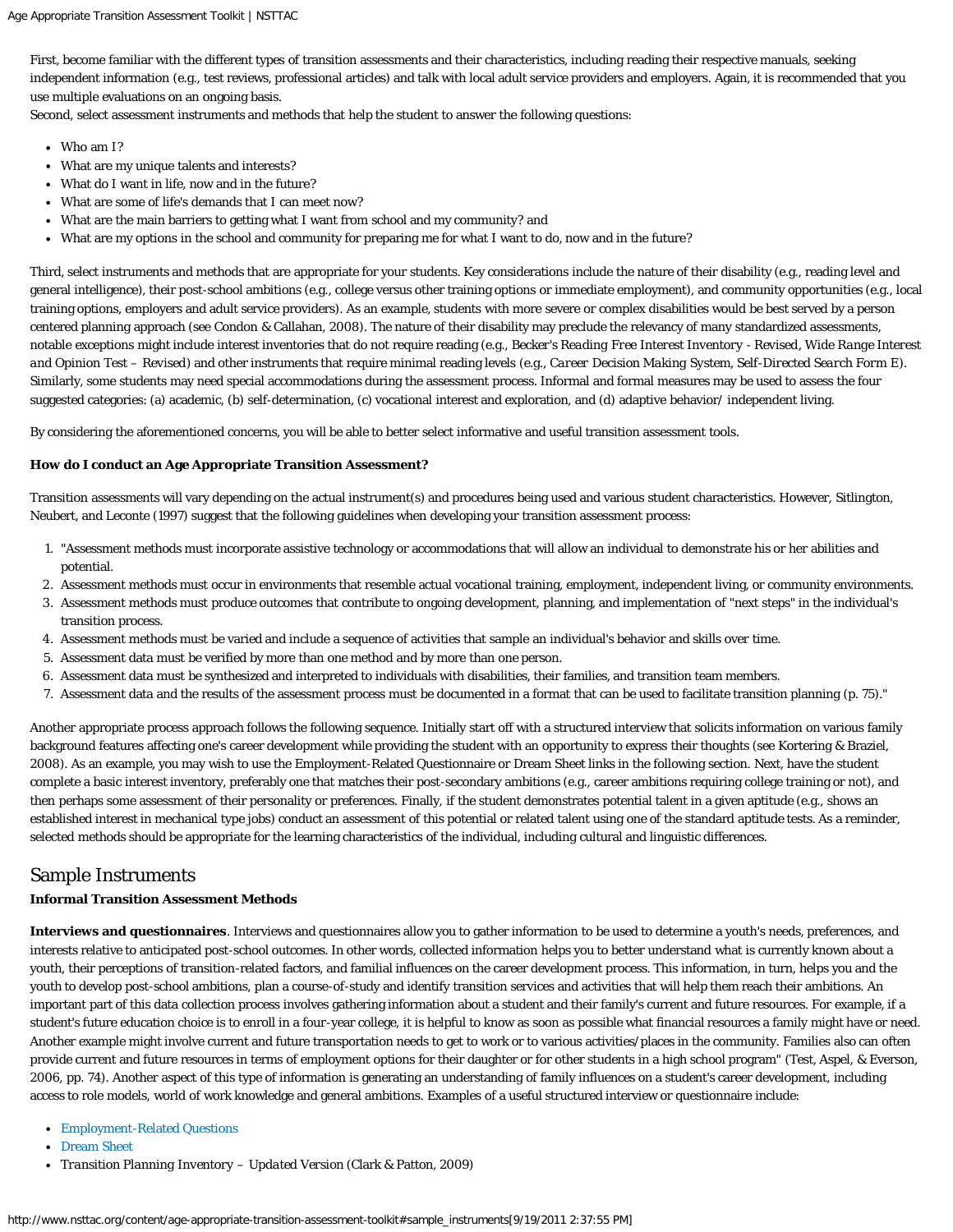First, become familiar with the different types of transition assessments and their characteristics, including reading their respective manuals, seeking independent information (e.g., test reviews, professional articles) and talk with local adult service providers and employers. Again, it is recommended that you use multiple evaluations on an ongoing basis.

Second, select assessment instruments and methods that help the student to answer the following questions:

- Who am I?
- What are my unique talents and interests?
- What do I want in life, now and in the future?
- What are some of life's demands that I can meet now?
- What are the main barriers to getting what I want from school and my community? and
- What are my options in the school and community for preparing me for what I want to do, now and in the future?

Third, select instruments and methods that are appropriate for your students. Key considerations include the nature of their disability (e.g., reading level and general intelligence), their post-school ambitions (e.g., college versus other training options or immediate employment), and community opportunities (e.g., local training options, employers and adult service providers). As an example, students with more severe or complex disabilities would be best served by a person centered planning approach (see Condon & Callahan, 2008). The nature of their disability may preclude the relevancy of many standardized assessments, notable exceptions might include interest inventories that do not require reading (e.g., Becker's *Reading Free Interest Inventory - Revised*, *Wide Range Interest and Opinion Test – Revised*) and other instruments that require minimal reading levels (e.g., *Career Decision Making System*, *Self-Directed Search Form E*). Similarly, some students may need special accommodations during the assessment process. Informal and formal measures may be used to assess the four suggested categories: (a) academic, (b) self-determination, (c) vocational interest and exploration, and (d) adaptive behavior/ independent living.

By considering the aforementioned concerns, you will be able to better select informative and useful transition assessment tools.

**How do I conduct an Age Appropriate Transition Assessment?**

Transition assessments will vary depending on the actual instrument(s) and procedures being used and various student characteristics. However, Sitlington, Neubert, and Leconte (1997) suggest that the following guidelines when developing your transition assessment process:

1. "Assessment methods must incorporate assistive technology or accommodations that will allow an individual to demonstrate his or her abilities and potential.
2. Assessment methods must occur in environments that resemble actual vocational training, employment, independent living, or community environments.
3. Assessment methods must produce outcomes that contribute to ongoing development, planning, and implementation of "next steps" in the individual's transition process.
4. Assessment methods must be varied and include a sequence of activities that sample an individual's behavior and skills over time.
5. Assessment data must be verified by more than one method and by more than one person.
6. Assessment data must be synthesized and interpreted to individuals with disabilities, their families, and transition team members.
7. Assessment data and the results of the assessment process must be documented in a format that can be used to facilitate transition planning (p. 75)."

Another appropriate process approach follows the following sequence. Initially start off with a structured interview that solicits information on various family background features affecting one's career development while providing the student with an opportunity to express their thoughts (see Kortering & Braziel, 2008). As an example, you may wish to use the Employment-Related Questionnaire or Dream Sheet links in the following section. Next, have the student complete a basic interest inventory, preferably one that matches their post-secondary ambitions (e.g., career ambitions requiring college training or not), and then perhaps some assessment of their personality or preferences. Finally, if the student demonstrates potential talent in a given aptitude (e.g., shows an established interest in mechanical type jobs) conduct an assessment of this potential or related talent using one of the standard aptitude tests. As a reminder, selected methods should be appropriate for the learning characteristics of the individual, including cultural and linguistic differences.

## Sample Instruments

**Informal Transition Assessment Methods**

**Interviews and questionnaires**. Interviews and questionnaires allow you to gather information to be used to determine a youth's needs, preferences, and interests relative to anticipated post-school outcomes. In other words, collected information helps you to better understand what is currently known about a youth, their perceptions of transition-related factors, and familial influences on the career development process. This information, in turn, helps you and the youth to develop post-school ambitions, plan a course-of-study and identify transition services and activities that will help them reach their ambitions. An important part of this data collection process involves gathering information about a student and their family's current and future resources. For example, if a student's future education choice is to enroll in a four-year college, it is helpful to know as soon as possible what financial resources a family might have or need. Another example might involve current and future transportation needs to get to work or to various activities/places in the community. Families also can often provide current and future resources in terms of employment options for their daughter or for other students in a high school program" (Test, Aspel, & Everson, 2006, pp. 74). Another aspect of this type of information is generating an understanding of family influences on a student's career development, including access to role models, world of work knowledge and general ambitions. Examples of a useful structured interview or questionnaire include:

- Employment-Related Questions
- Dream Sheet
- *Transition Planning Inventory – Updated Version* (Clark & Patton, 2009)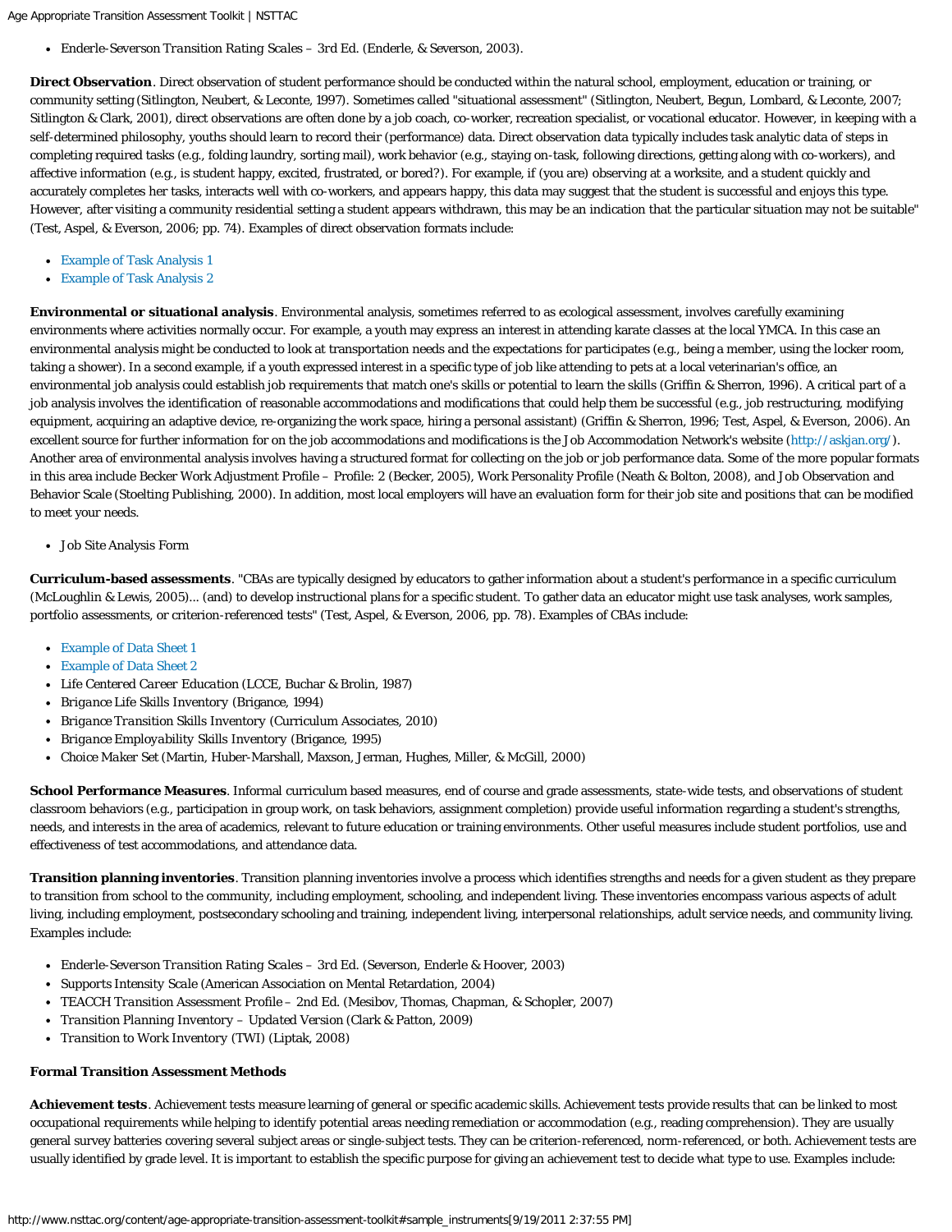- *Enderle-Severson Transition Rating Scales – 3rd Ed.* (Enderle, & Severson, 2003).

**Direct Observation**. Direct observation of student performance should be conducted within the natural school, employment, education or training, or community setting (Sitlington, Neubert, & Leconte, 1997). Sometimes called "situational assessment" (Sitlington, Neubert, Begun, Lombard, & Leconte, 2007; Sitlington & Clark, 2001), direct observations are often done by a job coach, co-worker, recreation specialist, or vocational educator. However, in keeping with a self-determined philosophy, youths should learn to record their (performance) data. Direct observation data typically includes task analytic data of steps in completing required tasks (e.g., folding laundry, sorting mail), work behavior (e.g., staying on-task, following directions, getting along with co-workers), and affective information (e.g., is student happy, excited, frustrated, or bored?). For example, if (you are) observing at a worksite, and a student quickly and accurately completes her tasks, interacts well with co-workers, and appears happy, this data may suggest that the student is successful and enjoys this type. However, after visiting a community residential setting a student appears withdrawn, this may be an indication that the particular situation may not be suitable" (Test, Aspel, & Everson, 2006; pp. 74). Examples of direct observation formats include:

- Example of Task Analysis 1
- Example of Task Analysis 2

**Environmental or situational analysis**. Environmental analysis, sometimes referred to as ecological assessment, involves carefully examining environments where activities normally occur. For example, a youth may express an interest in attending karate classes at the local YMCA. In this case an environmental analysis might be conducted to look at transportation needs and the expectations for participates (e.g., being a member, using the locker room, taking a shower). In a second example, if a youth expressed interest in a specific type of job like attending to pets at a local veterinarian's office, an environmental job analysis could establish job requirements that match one's skills or potential to learn the skills (Griffin & Sherron, 1996). A critical part of a job analysis involves the identification of reasonable accommodations and modifications that could help them be successful (e.g., job restructuring, modifying equipment, acquiring an adaptive device, re-organizing the work space, hiring a personal assistant) (Griffin & Sherron, 1996; Test, Aspel, & Everson, 2006). An excellent source for further information for on the job accommodations and modifications is the Job Accommodation Network's website (http://askjan.org/). Another area of environmental analysis involves having a structured format for collecting on the job or job performance data. Some of the more popular formats in this area include Becker Work Adjustment Profile – Profile: 2 (Becker, 2005), Work Personality Profile (Neath & Bolton, 2008), and Job Observation and Behavior Scale (Stoelting Publishing, 2000). In addition, most local employers will have an evaluation form for their job site and positions that can be modified to meet your needs.

- Job Site Analysis Form

**Curriculum-based assessments**. "CBAs are typically designed by educators to gather information about a student's performance in a specific curriculum (McLoughlin & Lewis, 2005)... (and) to develop instructional plans for a specific student. To gather data an educator might use task analyses, work samples, portfolio assessments, or criterion-referenced tests" (Test, Aspel, & Everson, 2006, pp. 78). Examples of CBAs include:

- Example of Data Sheet 1
- Example of Data Sheet 2
- *Life Centered Career Education* (LCCE, Buchar & Brolin, 1987)
- *Brigance Life Skills Inventory* (Brigance, 1994)
- *Brigance Transition Skills Inventory* (Curriculum Associates, 2010)
- *Brigance Employability Skills Inventory* (Brigance, 1995)
- *Choice Maker Set* (Martin, Huber-Marshall, Maxson, Jerman, Hughes, Miller, & McGill, 2000)

**School Performance Measures**. Informal curriculum based measures, end of course and grade assessments, state-wide tests, and observations of student classroom behaviors (e.g., participation in group work, on task behaviors, assignment completion) provide useful information regarding a student's strengths, needs, and interests in the area of academics, relevant to future education or training environments. Other useful measures include student portfolios, use and effectiveness of test accommodations, and attendance data.

**Transition planning inventories**. Transition planning inventories involve a process which identifies strengths and needs for a given student as they prepare to transition from school to the community, including employment, schooling, and independent living. These inventories encompass various aspects of adult living, including employment, postsecondary schooling and training, independent living, interpersonal relationships, adult service needs, and community living. Examples include:

- *Enderle-Severson Transition Rating Scales – 3rd Ed.* (Severson, Enderle & Hoover, 2003)
- *Supports Intensity Scale* (American Association on Mental Retardation, 2004)
- *TEACCH Transition Assessment Profile – 2nd Ed.* (Mesibov, Thomas, Chapman, & Schopler, 2007)
- *Transition Planning Inventory – Updated Version* (Clark & Patton, 2009)
- *Transition to Work Inventory (TWI)* (Liptak, 2008)

**Formal Transition Assessment Methods**

**Achievement tests**. Achievement tests measure learning of general or specific academic skills. Achievement tests provide results that can be linked to most occupational requirements while helping to identify potential areas needing remediation or accommodation (e.g., reading comprehension). They are usually general survey batteries covering several subject areas or single-subject tests. They can be criterion-referenced, norm-referenced, or both. Achievement tests are usually identified by grade level. It is important to establish the specific purpose for giving an achievement test to decide what type to use. Examples include: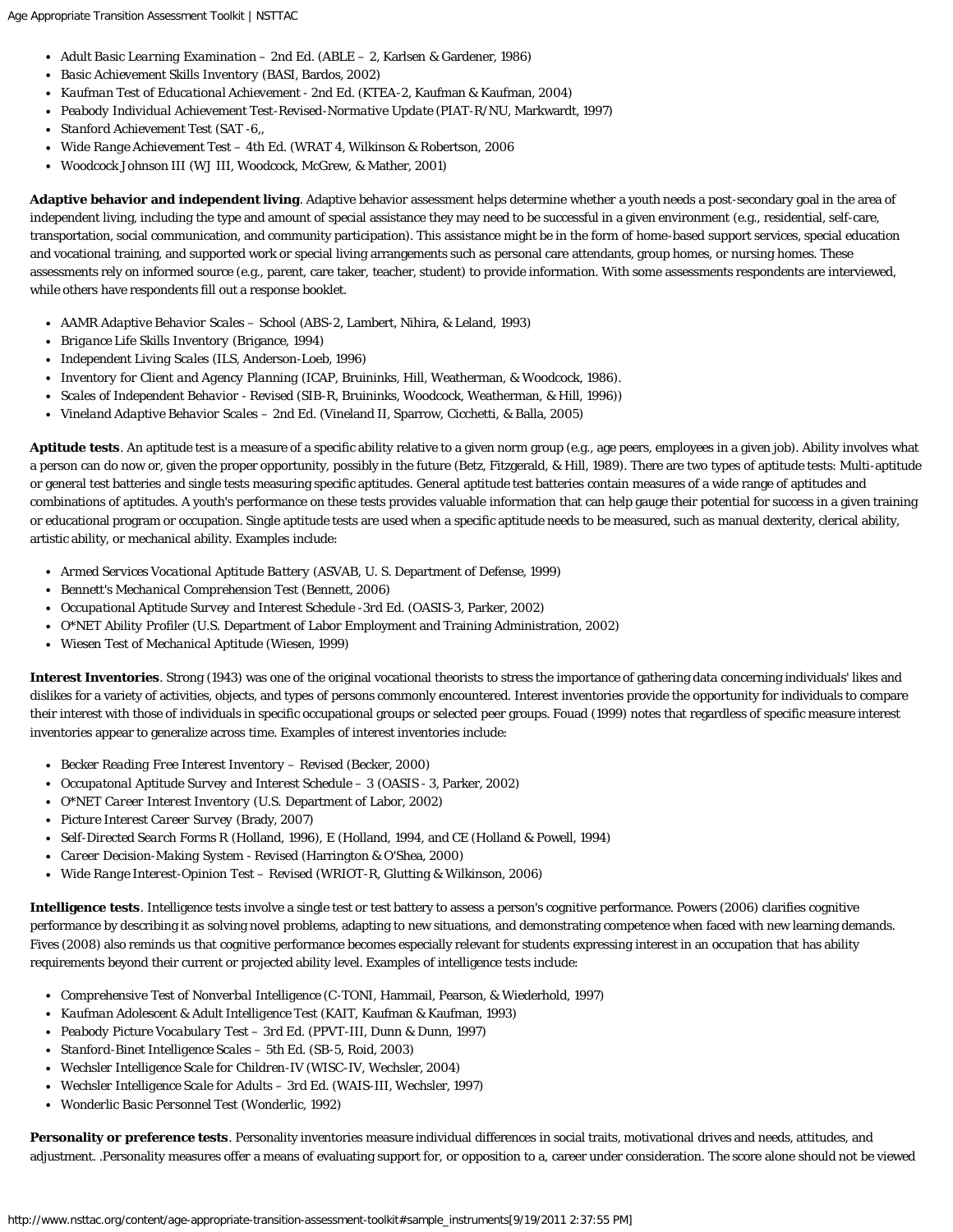- *Adult Basic Learning Examination* – 2nd Ed. (ABLE – 2, Karlsen & Gardener, 1986)
- *Basic Achievement Skills Inventory* (BASI, Bardos, 2002)
- *Kaufman Test of Educational Achievement* - 2nd Ed. (KTEA-2, Kaufman & Kaufman, 2004)
- *Peabody Individual Achievement Test-Revised-Normative Update* (PIAT-R/NU, Markwardt, 1997)
- *Stanford Achievement Test* (SAT -6,,
- *Wide Range Achievement Test* – 4th Ed. (WRAT 4, Wilkinson & Robertson, 2006
- *Woodcock Johnson III* (WJ III, Woodcock, McGrew, & Mather, 2001)

**Adaptive behavior and independent living**. Adaptive behavior assessment helps determine whether a youth needs a post-secondary goal in the area of independent living, including the type and amount of special assistance they may need to be successful in a given environment (e.g., residential, self-care, transportation, social communication, and community participation). This assistance might be in the form of home-based support services, special education and vocational training, and supported work or special living arrangements such as personal care attendants, group homes, or nursing homes. These assessments rely on informed source (e.g., parent, care taker, teacher, student) to provide information. With some assessments respondents are interviewed, while others have respondents fill out a response booklet.

- *AAMR Adaptive Behavior Scales* – School (ABS-2, Lambert, Nihira, & Leland, 1993)
- *Brigance Life Skills Inventory* (Brigance, 1994)
- *Independent Living Scales* (ILS, Anderson-Loeb, 1996)
- *Inventory for Client and Agency Planning* (ICAP, Bruininks, Hill, Weatherman, & Woodcock, 1986).
- *Scales of Independent Behavior - Revised* (SIB-R, Bruininks, Woodcock, Weatherman, & Hill, 1996))
- *Vineland Adaptive Behavior Scales* – 2nd Ed. (Vineland II, Sparrow, Cicchetti, & Balla, 2005)

**Aptitude tests**. An aptitude test is a measure of a specific ability relative to a given norm group (e.g., age peers, employees in a given job). Ability involves what a person can do now or, given the proper opportunity, possibly in the future (Betz, Fitzgerald, & Hill, 1989). There are two types of aptitude tests: Multi-aptitude or general test batteries and single tests measuring specific aptitudes. General aptitude test batteries contain measures of a wide range of aptitudes and combinations of aptitudes. A youth's performance on these tests provides valuable information that can help gauge their potential for success in a given training or educational program or occupation. Single aptitude tests are used when a specific aptitude needs to be measured, such as manual dexterity, clerical ability, artistic ability, or mechanical ability. Examples include:

- *Armed Services Vocational Aptitude Battery* (ASVAB, U. S. Department of Defense, 1999)
- *Bennett's Mechanical Comprehension Test* (Bennett, 2006)
- *Occupational Aptitude Survey and Interest Schedule* -3rd Ed. (OASIS-3, Parker, 2002)
- *O*NET Ability Profiler* (U.S. Department of Labor Employment and Training Administration, 2002)
- *Wiesen Test of Mechanical Aptitude* (Wiesen, 1999)

**Interest Inventories**. Strong (1943) was one of the original vocational theorists to stress the importance of gathering data concerning individuals' likes and dislikes for a variety of activities, objects, and types of persons commonly encountered. Interest inventories provide the opportunity for individuals to compare their interest with those of individuals in specific occupational groups or selected peer groups. Fouad (1999) notes that regardless of specific measure interest inventories appear to generalize across time. Examples of interest inventories include:

- *Becker Reading Free Interest Inventory* – Revised (Becker, 2000)
- *Occupatonal Aptitude Survey and Interest Schedule* – 3 (OASIS - 3, Parker, 2002)
- *O*NET Career Interest Inventory* (U.S. Department of Labor, 2002)
- *Picture Interest Career Survey* (Brady, 2007)
- *Self-Directed Search Forms R* (Holland, 1996), E (Holland, 1994, and CE (Holland & Powell, 1994)
- *Career Decision-Making System* - Revised (Harrington & O'Shea, 2000)
- *Wide Range Interest-Opinion Test* – Revised (WRIOT-R, Glutting & Wilkinson, 2006)

**Intelligence tests**. Intelligence tests involve a single test or test battery to assess a person's cognitive performance. Powers (2006) clarifies cognitive performance by describing it as solving novel problems, adapting to new situations, and demonstrating competence when faced with new learning demands. Fives (2008) also reminds us that cognitive performance becomes especially relevant for students expressing interest in an occupation that has ability requirements beyond their current or projected ability level. Examples of intelligence tests include:

- *Comprehensive Test of Nonverbal Intelligence* (C-TONI, Hammail, Pearson, & Wiederhold, 1997)
- *Kaufman Adolescent & Adult Intelligence Test* (KAIT, Kaufman & Kaufman, 1993)
- *Peabody Picture Vocabulary Test* – 3rd Ed. (PPVT-III, Dunn & Dunn, 1997)
- *Stanford-Binet Intelligence Scales* – 5th Ed. (SB-5, Roid, 2003)
- *Wechsler Intelligence Scale for Children-IV* (WISC-IV, Wechsler, 2004)
- *Wechsler Intelligence Scale for Adults* – 3rd Ed. (WAIS-III, Wechsler, 1997)
- *Wonderlic Basic Personnel Test* (Wonderlic, 1992)

**Personality or preference tests**. Personality inventories measure individual differences in social traits, motivational drives and needs, attitudes, and adjustment. .Personality measures offer a means of evaluating support for, or opposition to a, career under consideration. The score alone should not be viewed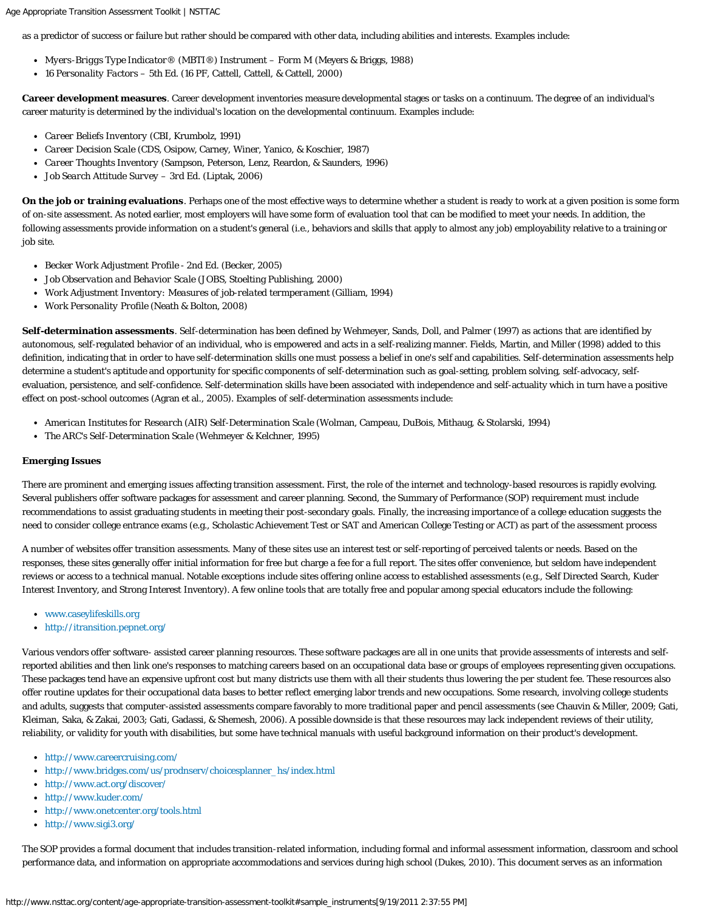as a predictor of success or failure but rather should be compared with other data, including abilities and interests. Examples include:

- *Myers-Briggs Type Indicator® (MBTI®) Instrument – Form M* (Meyers & Briggs, 1988)
- *16 Personality Factors – 5th Ed.* (16 PF, Cattell, Cattell, & Cattell, 2000)

**Career development measures**. Career development inventories measure developmental stages or tasks on a continuum. The degree of an individual's career maturity is determined by the individual's location on the developmental continuum. Examples include:

- *Career Beliefs Inventory* (CBI, Krumbolz, 1991)
- *Career Decision Scale* (CDS, Osipow, Carney, Winer, Yanico, & Koschier, 1987)
- *Career Thoughts Inventory* (Sampson, Peterson, Lenz, Reardon, & Saunders, 1996)
- *Job Search Attitude Survey – 3rd Ed.* (Liptak, 2006)

**On the job or training evaluations**. Perhaps one of the most effective ways to determine whether a student is ready to work at a given position is some form of on-site assessment. As noted earlier, most employers will have some form of evaluation tool that can be modified to meet your needs. In addition, the following assessments provide information on a student's general (i.e., behaviors and skills that apply to almost any job) employability relative to a training or job site.

- *Becker Work Adjustment Profile - 2nd Ed.* (Becker, 2005)
- *Job Observation and Behavior Scale* (JOBS, Stoelting Publishing, 2000)
- *Work Adjustment Inventory: Measures of job-related termperament* (Gilliam, 1994)
- *Work Personality Profile* (Neath & Bolton, 2008)

**Self-determination assessments**. Self-determination has been defined by Wehmeyer, Sands, Doll, and Palmer (1997) as actions that are identified by autonomous, self-regulated behavior of an individual, who is empowered and acts in a self-realizing manner. Fields, Martin, and Miller (1998) added to this definition, indicating that in order to have self-determination skills one must possess a belief in one's self and capabilities. Self-determination assessments help determine a student's aptitude and opportunity for specific components of self-determination such as goal-setting, problem solving, self-advocacy, self-evaluation, persistence, and self-confidence. Self-determination skills have been associated with independence and self-actuality which in turn have a positive effect on post-school outcomes (Agran et al., 2005). Examples of self-determination assessments include:

- *American Institutes for Research (AIR) Self-Determination Scale* (Wolman, Campeau, DuBois, Mithaug, & Stolarski, 1994)
- *The ARC's Self-Determination Scale* (Wehmeyer & Kelchner, 1995)

**Emerging Issues**

There are prominent and emerging issues affecting transition assessment. First, the role of the internet and technology-based resources is rapidly evolving. Several publishers offer software packages for assessment and career planning. Second, the Summary of Performance (SOP) requirement must include recommendations to assist graduating students in meeting their post-secondary goals. Finally, the increasing importance of a college education suggests the need to consider college entrance exams (e.g., Scholastic Achievement Test or SAT and American College Testing or ACT) as part of the assessment process

A number of websites offer transition assessments. Many of these sites use an interest test or self-reporting of perceived talents or needs. Based on the responses, these sites generally offer initial information for free but charge a fee for a full report. The sites offer convenience, but seldom have independent reviews or access to a technical manual. Notable exceptions include sites offering online access to established assessments (e.g., Self Directed Search, Kuder Interest Inventory, and Strong Interest Inventory). A few online tools that are totally free and popular among special educators include the following:

- www.caseylifeskills.org
- http://itransition.pepnet.org/

Various vendors offer software- assisted career planning resources. These software packages are all in one units that provide assessments of interests and self-reported abilities and then link one's responses to matching careers based on an occupational data base or groups of employees representing given occupations. These packages tend have an expensive upfront cost but many districts use them with all their students thus lowering the per student fee. These resources also offer routine updates for their occupational data bases to better reflect emerging labor trends and new occupations. Some research, involving college students and adults, suggests that computer-assisted assessments compare favorably to more traditional paper and pencil assessments (see Chauvin & Miller, 2009; Gati, Kleiman, Saka, & Zakai, 2003; Gati, Gadassi, & Shemesh, 2006). A possible downside is that these resources may lack independent reviews of their utility, reliability, or validity for youth with disabilities, but some have technical manuals with useful background information on their product's development.

- http://www.careercruising.com/
- http://www.bridges.com/us/prodnserv/choicesplanner_hs/index.html
- http://www.act.org/discover/
- http://www.kuder.com/
- http://www.onetcenter.org/tools.html
- http://www.sigi3.org/

The SOP provides a formal document that includes transition-related information, including formal and informal assessment information, classroom and school performance data, and information on appropriate accommodations and services during high school (Dukes, 2010). This document serves as an information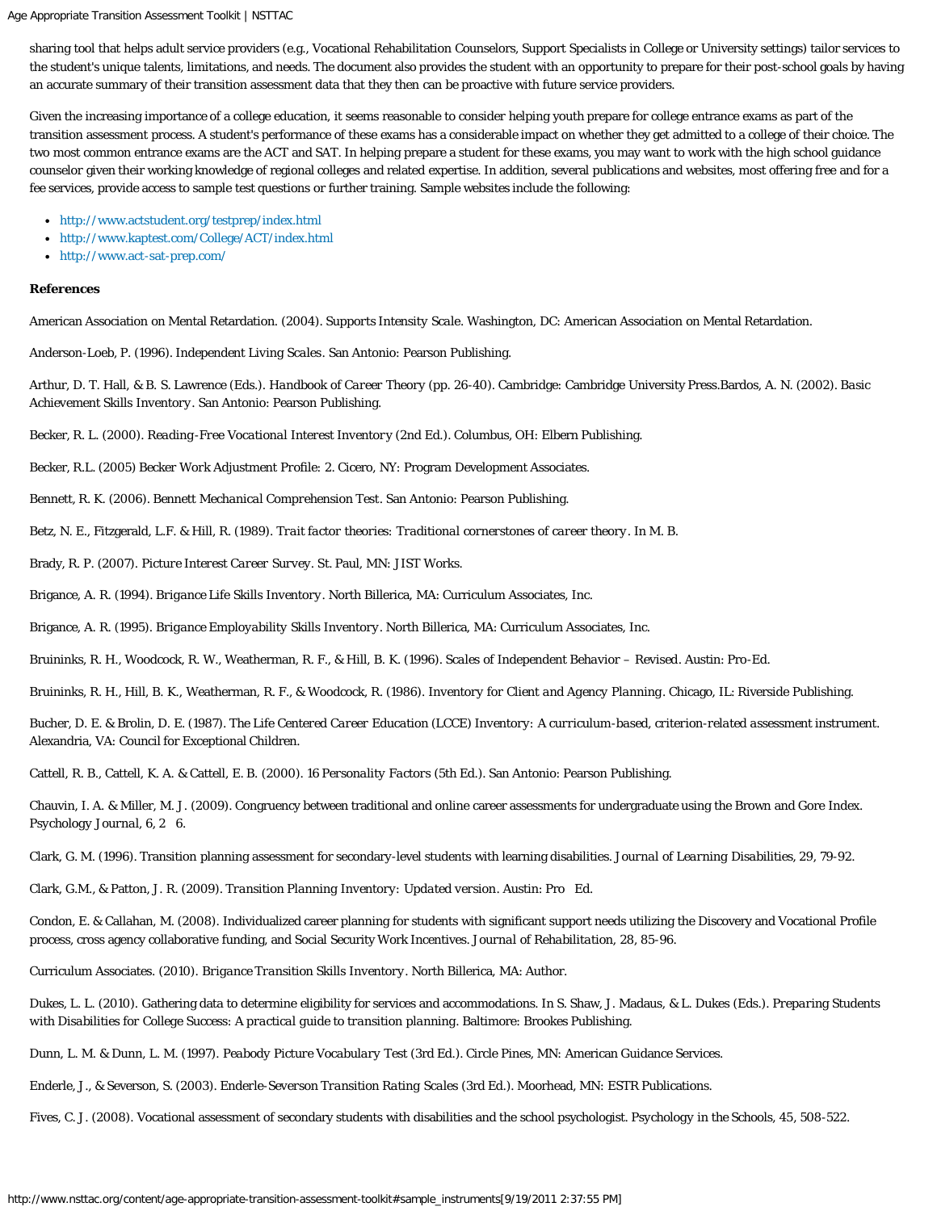sharing tool that helps adult service providers (e.g., Vocational Rehabilitation Counselors, Support Specialists in College or University settings) tailor services to the student's unique talents, limitations, and needs. The document also provides the student with an opportunity to prepare for their post-school goals by having an accurate summary of their transition assessment data that they then can be proactive with future service providers.

Given the increasing importance of a college education, it seems reasonable to consider helping youth prepare for college entrance exams as part of the transition assessment process. A student's performance of these exams has a considerable impact on whether they get admitted to a college of their choice. The two most common entrance exams are the ACT and SAT. In helping prepare a student for these exams, you may want to work with the high school guidance counselor given their working knowledge of regional colleges and related expertise. In addition, several publications and websites, most offering free and for a fee services, provide access to sample test questions or further training. Sample websites include the following:

- http://www.actstudent.org/testprep/index.html
- http://www.kaptest.com/College/ACT/index.html
- http://www.act-sat-prep.com/

**References**

American Association on Mental Retardation. (2004). *Supports Intensity Scale*. Washington, DC: American Association on Mental Retardation.

Anderson-Loeb, P. (1996). *Independent Living Scales*. San Antonio: Pearson Publishing.

Arthur, D. T. Hall, & B. S. Lawrence (Eds.). *Handbook of Career Theory* (pp. 26-40). Cambridge: Cambridge University Press.Bardos, A. N. (2002). *Basic Achievement Skills Inventory*. San Antonio: Pearson Publishing.

Becker, R. L. (2000). *Reading-Free Vocational Interest Inventory* (2nd Ed.). Columbus, OH: Elbern Publishing.

Becker, R.L. (2005) Becker Work Adjustment Profile: 2. Cicero, NY: Program Development Associates.

Bennett, R. K. (2006). *Bennett Mechanical Comprehension Test*. San Antonio: Pearson Publishing.

Betz, N. E., Fitzgerald, L.F. & Hill, R. (1989). *Trait factor theories: Traditional cornerstones of career theory*. In M. B.

Brady, R. P. (2007). *Picture Interest Career Survey*. St. Paul, MN: JIST Works.

Brigance, A. R. (1994). *Brigance Life Skills Inventory*. North Billerica, MA: Curriculum Associates, Inc.

Brigance, A. R. (1995). *Brigance Employability Skills Inventory*. North Billerica, MA: Curriculum Associates, Inc.

Bruininks, R. H., Woodcock, R. W., Weatherman, R. F., & Hill, B. K. (1996). *Scales of Independent Behavior – Revised*. Austin: Pro-Ed.

Bruininks, R. H., Hill, B. K., Weatherman, R. F., & Woodcock, R. (1986). *Inventory for Client and Agency Planning*. Chicago, IL: Riverside Publishing.

Bucher, D. E. & Brolin, D. E. (1987). *The Life Centered Career Education (LCCE) Inventory: A curriculum-based, criterion-related assessment instrument*. Alexandria, VA: Council for Exceptional Children.

Cattell, R. B., Cattell, K. A. & Cattell, E. B. (2000). *16 Personality Factors* (5th Ed.). San Antonio: Pearson Publishing.

Chauvin, I. A. & Miller, M. J. (2009). Congruency between traditional and online career assessments for undergraduate using the Brown and Gore Index. *Psychology Journal*, 6, 2 6.

Clark, G. M. (1996). Transition planning assessment for secondary-level students with learning disabilities. *Journal of Learning Disabilities*, 29, 79-92.

Clark, G.M., & Patton, J. R. (2009). *Transition Planning Inventory: Updated version*. Austin: Pro Ed.

Condon, E. & Callahan, M. (2008). Individualized career planning for students with significant support needs utilizing the Discovery and Vocational Profile process, cross agency collaborative funding, and Social Security Work Incentives. *Journal of Rehabilitation*, 28, 85-96.

Curriculum Associates. (2010). *Brigance Transition Skills Inventory*. North Billerica, MA: Author.

Dukes, L. L. (2010). Gathering data to determine eligibility for services and accommodations. In S. Shaw, J. Madaus, & L. Dukes (Eds.). *Preparing Students with Disabilities for College Success: A practical guide to transition planning*. Baltimore: Brookes Publishing.

Dunn, L. M. & Dunn, L. M. (1997). *Peabody Picture Vocabulary Test* (3rd Ed.). Circle Pines, MN: American Guidance Services.

Enderle, J., & Severson, S. (2003). *Enderle-Severson Transition Rating Scales* (3rd Ed.). Moorhead, MN: ESTR Publications.

Fives, C. J. (2008). Vocational assessment of secondary students with disabilities and the school psychologist. Psychology in the Schools, 45, 508-522.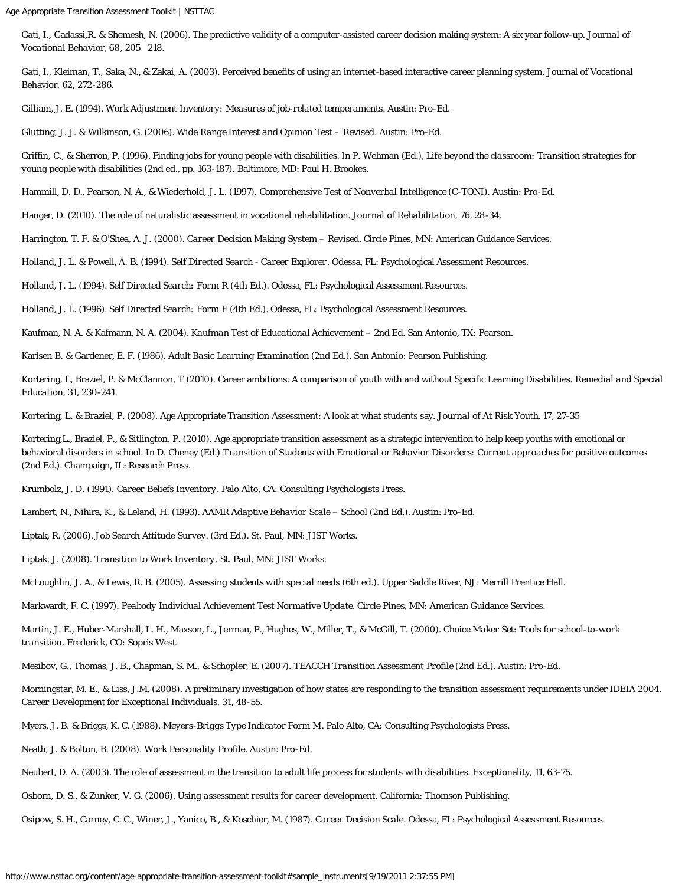Gati, I., Gadassi,R. & Shemesh, N. (2006). The predictive validity of a computer-assisted career decision making system: A six year follow-up. *Journal of Vocational Behavior, 68*, 205 218.

Gati, I., Kleiman, T., Saka, N., & Zakai, A. (2003). Perceived benefits of using an internet-based interactive career planning system. Journal of Vocational Behavior, 62, 272-286.

Gilliam, J. E. (1994). *Work Adjustment Inventory: Measures of job-related temperaments*. Austin: Pro-Ed.

Glutting, J. J. & Wilkinson, G. (2006). *Wide Range Interest and Opinion Test – Revised*. Austin: Pro-Ed.

Griffin, C., & Sherron, P. (1996). Finding jobs for young people with disabilities. In P. Wehman (Ed.), *Life beyond the classroom: Transition strategies for young people with disabilities* (2nd ed., pp. 163-187). Baltimore, MD: Paul H. Brookes.

Hammill, D. D., Pearson, N. A., & Wiederhold, J. L. (1997). *Comprehensive Test of Nonverbal Intelligence* (C-TONI). Austin: Pro-Ed.

Hanger, D. (2010). The role of naturalistic assessment in vocational rehabilitation. *Journal of Rehabilitation*, 76, 28-34.

Harrington, T. F. & O'Shea, A. J. (2000). *Career Decision Making System – Revised*. Circle Pines, MN: American Guidance Services.

Holland, J. L. & Powell, A. B. (1994). *Self Directed Search - Career Explorer*. Odessa, FL: Psychological Assessment Resources.

Holland, J. L. (1994). *Self Directed Search: Form R* (4th Ed.). Odessa, FL: Psychological Assessment Resources.

Holland, J. L. (1996). *Self Directed Search: Form E* (4th Ed.). Odessa, FL: Psychological Assessment Resources.

Kaufman, N. A. & Kafmann, N. A. (2004). *Kaufman Test of Educational Achievement – 2nd Ed*. San Antonio, TX: Pearson.

Karlsen B. & Gardener, E. F. (1986). *Adult Basic Learning Examination* (2nd Ed.). San Antonio: Pearson Publishing.

Kortering, L, Braziel, P. & McClannon, T (2010). Career ambitions: A comparison of youth with and without Specific Learning Disabilities. *Remedial and Special Education*, 31, 230-241.

Kortering, L. & Braziel, P. (2008). Age Appropriate Transition Assessment: A look at what students say. *Journal of At Risk Youth*, 17, 27-35

Kortering,L., Braziel, P., & Sitlington, P. (2010). Age appropriate transition assessment as a strategic intervention to help keep youths with emotional or behavioral disorders in school. In D. Cheney (Ed.) *Transition of Students with Emotional or Behavior Disorders: Current approaches for positive outcomes* (2nd Ed.). Champaign, IL: Research Press.

Krumbolz, J. D. (1991). *Career Beliefs Inventory*. Palo Alto, CA: Consulting Psychologists Press.

Lambert, N., Nihira, K., & Leland, H. (1993). *AAMR Adaptive Behavior Scale – School* (2nd Ed.). Austin: Pro-Ed.

Liptak, R. (2006). *Job Search Attitude Survey*. (3rd Ed.). St. Paul, MN: JIST Works.

Liptak, J. (2008). *Transition to Work Inventory*. St. Paul, MN: JIST Works.

McLoughlin, J. A., & Lewis, R. B. (2005). *Assessing students with special needs* (6th ed.). Upper Saddle River, NJ: Merrill Prentice Hall.

Markwardt, F. C. (1997). *Peabody Individual Achievement Test Normative Update*. Circle Pines, MN: American Guidance Services.

Martin, J. E., Huber-Marshall, L. H., Maxson, L., Jerman, P., Hughes, W., Miller, T., & McGill, T. (2000). *Choice Maker Set: Tools for school-to-work transition*. Frederick, CO: Sopris West.

Mesibov, G., Thomas, J. B., Chapman, S. M., & Schopler, E. (2007). *TEACCH Transition Assessment Profile* (2nd Ed.). Austin: Pro-Ed.

Morningstar, M. E., & Liss, J.M. (2008). A preliminary investigation of how states are responding to the transition assessment requirements under IDEIA 2004. *Career Development for Exceptional Individuals*, 31, 48-55.

Myers, J. B. & Briggs, K. C. (1988). *Meyers-Briggs Type Indicator Form M*. Palo Alto, CA: Consulting Psychologists Press.

Neath, J. & Bolton, B. (2008). *Work Personality Profile*. Austin: Pro-Ed.

Neubert, D. A. (2003). The role of assessment in the transition to adult life process for students with disabilities. Exceptionality, 11, 63-75.

Osborn, D. S., & Zunker, V. G. (2006). *Using assessment results for career development*. California: Thomson Publishing.

Osipow, S. H., Carney, C. C., Winer, J., Yanico, B., & Koschier, M. (1987). *Career Decision Scale*. Odessa, FL: Psychological Assessment Resources.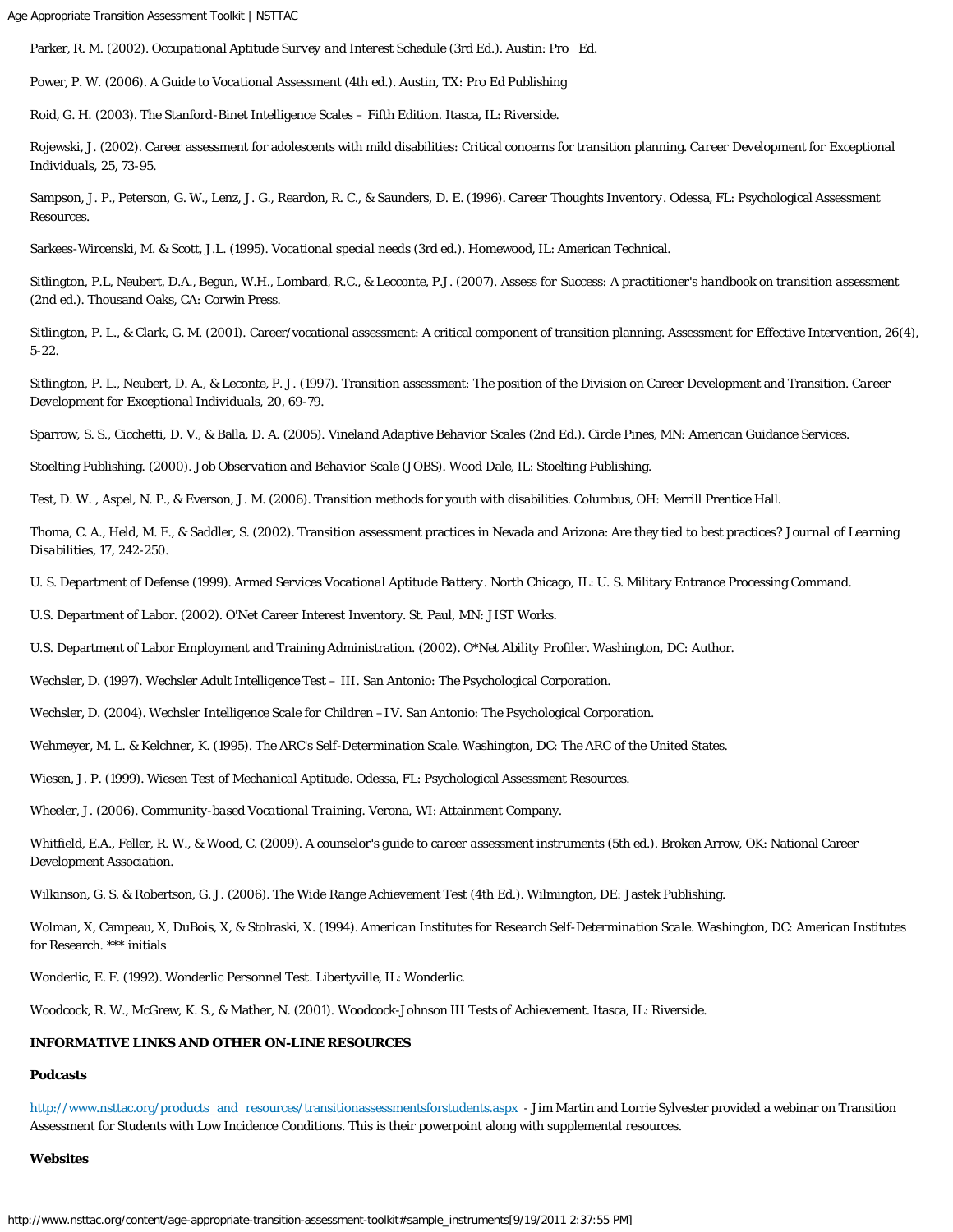Parker, R. M. (2002). *Occupational Aptitude Survey and Interest Schedule* (3rd Ed.). Austin: Pro Ed.

Power, P. W. (2006). *A Guide to Vocational Assessment* (4th ed.). Austin, TX: Pro Ed Publishing

Roid, G. H. (2003). The Stanford-Binet Intelligence Scales – Fifth Edition. Itasca, IL: Riverside.

Rojewski, J. (2002). Career assessment for adolescents with mild disabilities: Critical concerns for transition planning. *Career Development for Exceptional Individuals*, 25, 73-95.

Sampson, J. P., Peterson, G. W., Lenz, J. G., Reardon, R. C., & Saunders, D. E. (1996). *Career Thoughts Inventory*. Odessa, FL: Psychological Assessment Resources.

Sarkees-Wircenski, M. & Scott, J.L. (1995). *Vocational special needs* (3rd ed.). Homewood, IL: American Technical.

Sitlington, P.L, Neubert, D.A., Begun, W.H., Lombard, R.C., & Lecconte, P.J. (2007). *Assess for Success: A practitioner's handbook on transition assessment* (2nd ed.). Thousand Oaks, CA: Corwin Press.

Sitlington, P. L., & Clark, G. M. (2001). Career/vocational assessment: A critical component of transition planning. Assessment for Effective Intervention, 26(4), 5-22.

Sitlington, P. L., Neubert, D. A., & Leconte, P. J. (1997). Transition assessment: The position of the Division on Career Development and Transition. *Career Development for Exceptional Individuals*, 20, 69-79.

Sparrow, S. S., Cicchetti, D. V., & Balla, D. A. (2005). *Vineland Adaptive Behavior Scales* (2nd Ed.). Circle Pines, MN: American Guidance Services.

Stoelting Publishing. (2000). *Job Observation and Behavior Scale* (JOBS). Wood Dale, IL: Stoelting Publishing.

Test, D. W. , Aspel, N. P., & Everson, J. M. (2006). Transition methods for youth with disabilities. Columbus, OH: Merrill Prentice Hall.

Thoma, C. A., Held, M. F., & Saddler, S. (2002). Transition assessment practices in Nevada and Arizona: Are they tied to best practices? *Journal of Learning Disabilities*, 17, 242-250.

U. S. Department of Defense (1999). *Armed Services Vocational Aptitude Battery*. North Chicago, IL: U. S. Military Entrance Processing Command.

U.S. Department of Labor. (2002). O'Net Career Interest Inventory. St. Paul, MN: JIST Works.

U.S. Department of Labor Employment and Training Administration. (2002). *O\*Net Ability Profiler*. Washington, DC: Author.

Wechsler, D. (1997). Wechsler Adult Intelligence Test – III. San Antonio: The Psychological Corporation.

Wechsler, D. (2004). *Wechsler Intelligence Scale for Children – IV*. San Antonio: The Psychological Corporation.

Wehmeyer, M. L. & Kelchner, K. (1995). *The ARC's Self-Determination Scale*. Washington, DC: The ARC of the United States.

Wiesen, J. P. (1999). *Wiesen Test of Mechanical Aptitude*. Odessa, FL: Psychological Assessment Resources.

Wheeler, J. (2006). *Community-based Vocational Training*. Verona, WI: Attainment Company.

Whitfield, E.A., Feller, R. W., & Wood, C. (2009). *A counselor's guide to career assessment instruments* (5th ed.). Broken Arrow, OK: National Career Development Association.

Wilkinson, G. S. & Robertson, G. J. (2006). The Wide Range Achievement Test (4th Ed.). Wilmington, DE: Jastek Publishing.

Wolman, X, Campeau, X, DuBois, X, & Stolraski, X. (1994). *American Institutes for Research Self-Determination Scale*. Washington, DC: American Institutes for Research. *** initials

Wonderlic, E. F. (1992). *Wonderlic Personnel Test*. Libertyville, IL: Wonderlic.

Woodcock, R. W., McGrew, K. S., & Mather, N. (2001). Woodcock-Johnson III Tests of Achievement. Itasca, IL: Riverside.

**INFORMATIVE LINKS AND OTHER ON-LINE RESOURCES**

**Podcasts**

http://www.nsttac.org/products_and_resources/transitionassessmentsforstudents.aspx - Jim Martin and Lorrie Sylvester provided a webinar on Transition Assessment for Students with Low Incidence Conditions. This is their powerpoint along with supplemental resources.

**Websites**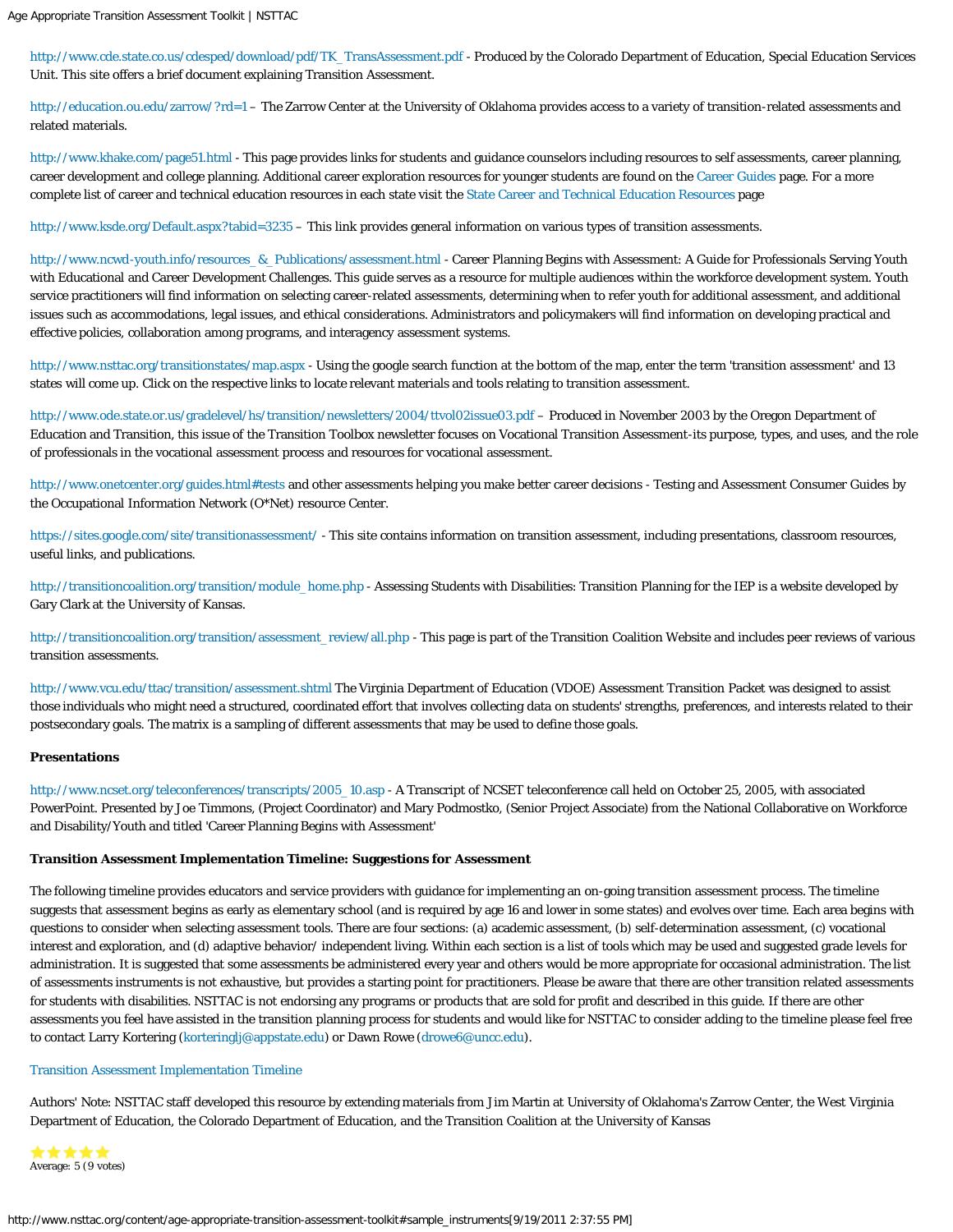http://www.cde.state.co.us/cdesped/download/pdf/TK_TransAssessment.pdf - Produced by the Colorado Department of Education, Special Education Services Unit. This site offers a brief document explaining Transition Assessment.

http://education.ou.edu/zarrow/?rd=1 – The Zarrow Center at the University of Oklahoma provides access to a variety of transition-related assessments and related materials.

http://www.khake.com/page51.html - This page provides links for students and guidance counselors including resources to self assessments, career planning, career development and college planning. Additional career exploration resources for younger students are found on the Career Guides page. For a more complete list of career and technical education resources in each state visit the State Career and Technical Education Resources page

http://www.ksde.org/Default.aspx?tabid=3235 – This link provides general information on various types of transition assessments.

http://www.ncwd-youth.info/resources_&_Publications/assessment.html - Career Planning Begins with Assessment: A Guide for Professionals Serving Youth with Educational and Career Development Challenges. This guide serves as a resource for multiple audiences within the workforce development system. Youth service practitioners will find information on selecting career-related assessments, determining when to refer youth for additional assessment, and additional issues such as accommodations, legal issues, and ethical considerations. Administrators and policymakers will find information on developing practical and effective policies, collaboration among programs, and interagency assessment systems.

http://www.nsttac.org/transitionstates/map.aspx - Using the google search function at the bottom of the map, enter the term 'transition assessment' and 13 states will come up. Click on the respective links to locate relevant materials and tools relating to transition assessment.

http://www.ode.state.or.us/gradelevel/hs/transition/newsletters/2004/ttvol02issue03.pdf – Produced in November 2003 by the Oregon Department of Education and Transition, this issue of the Transition Toolbox newsletter focuses on Vocational Transition Assessment-its purpose, types, and uses, and the role of professionals in the vocational assessment process and resources for vocational assessment.

http://www.onetcenter.org/guides.html#tests and other assessments helping you make better career decisions - Testing and Assessment Consumer Guides by the Occupational Information Network (O*Net) resource Center.

https://sites.google.com/site/transitionassessment/ - This site contains information on transition assessment, including presentations, classroom resources, useful links, and publications.

http://transitioncoalition.org/transition/module_home.php - Assessing Students with Disabilities: Transition Planning for the IEP is a website developed by Gary Clark at the University of Kansas.

http://transitioncoalition.org/transition/assessment_review/all.php - This page is part of the Transition Coalition Website and includes peer reviews of various transition assessments.

http://www.vcu.edu/ttac/transition/assessment.shtml The Virginia Department of Education (VDOE) Assessment Transition Packet was designed to assist those individuals who might need a structured, coordinated effort that involves collecting data on students' strengths, preferences, and interests related to their postsecondary goals. The matrix is a sampling of different assessments that may be used to define those goals.

**Presentations**

http://www.ncset.org/teleconferences/transcripts/2005_10.asp - A Transcript of NCSET teleconference call held on October 25, 2005, with associated PowerPoint. Presented by Joe Timmons, (Project Coordinator) and Mary Podmostko, (Senior Project Associate) from the National Collaborative on Workforce and Disability/Youth and titled 'Career Planning Begins with Assessment'

**Transition Assessment Implementation Timeline: Suggestions for Assessment**

The following timeline provides educators and service providers with guidance for implementing an on-going transition assessment process. The timeline suggests that assessment begins as early as elementary school (and is required by age 16 and lower in some states) and evolves over time. Each area begins with questions to consider when selecting assessment tools. There are four sections: (a) academic assessment, (b) self-determination assessment, (c) vocational interest and exploration, and (d) adaptive behavior/ independent living. Within each section is a list of tools which may be used and suggested grade levels for administration. It is suggested that some assessments be administered every year and others would be more appropriate for occasional administration. The list of assessments instruments is not exhaustive, but provides a starting point for practitioners. Please be aware that there are other transition related assessments for students with disabilities. NSTTAC is not endorsing any programs or products that are sold for profit and described in this guide. If there are other assessments you feel have assisted in the transition planning process for students and would like for NSTTAC to consider adding to the timeline please feel free to contact Larry Kortering (korteringlj@appstate.edu) or Dawn Rowe (drowe6@uncc.edu).

Transition Assessment Implementation Timeline

Authors' Note: NSTTAC staff developed this resource by extending materials from Jim Martin at University of Oklahoma's Zarrow Center, the West Virginia Department of Education, the Colorado Department of Education, and the Transition Coalition at the University of Kansas

Average: 5 (9 votes)